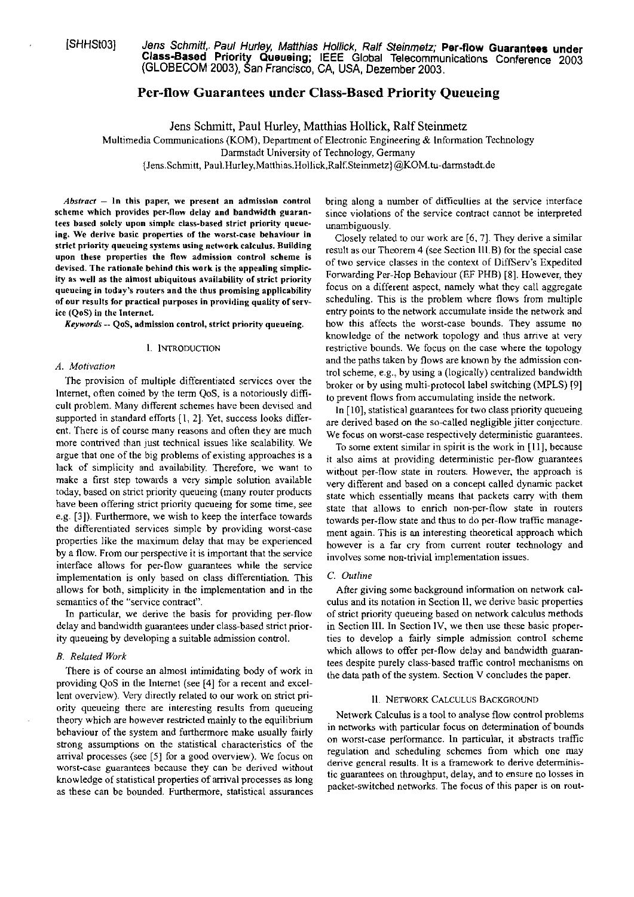[SHHSt03] *Jens Schmitt, Paul Hurley, Matthias Hollick, Ralf Steinmetz;* **Per-flow Guarantees under Class-Based Priority Queueing**; IEEE Global Telecommunications Conference 2003 (GLOBECOM 2003), San Francisco, CA, USA, Dezember 2003.

# Per-flow Guarantees under Class-Based Priority Queueing

Jens Schmitt, Paul Hurley, Matthias Hollick, Ralf Steinmetz

Multimedia Communications (KOM), Department of Electronic Engineering & Information Technology
Darmstadt University of Technology, Germany
{Jens.Schmitt, Paul.Hurley,Matthias.Hollick,Ralf.Steinmetz}@KOM.tu-darmstadt.de

***Abstract*** **— In this paper, we present an admission control scheme which provides per-flow delay and bandwidth guarantees based solely upon simple class-based strict priority queueing. We derive basic properties of the worst-case behaviour in strict priority queueing systems using network calculus. Building upon these properties the flow admission control scheme is devised. The rationale behind this work is the appealing simplicity as well as the almost ubiquitous availability of strict priority queueing in today's routers and the thus promising applicability of our results for practical purposes in providing quality of service (QoS) in the Internet.**

***Keywords*** **-- QoS, admission control, strict priority queueing.**

## I. INTRODUCTION

### *A. Motivation*

The provision of multiple differentiated services over the Internet, often coined by the term QoS, is a notoriously difficult problem. Many different schemes have been devised and supported in standard efforts [1, 2]. Yet, success looks different. There is of course many reasons and often they are much more contrived than just technical issues like scalability. We argue that one of the big problems of existing approaches is a lack of simplicity and availability. Therefore, we want to make a first step towards a very simple solution available today, based on strict priority queueing (many router products have been offering strict priority queueing for some time, see e.g. [3]). Furthermore, we wish to keep the interface towards the differentiated services simple by providing worst-case properties like the maximum delay that may be experienced by a flow. From our perspective it is important that the service interface allows for per-flow guarantees while the service implementation is only based on class differentiation. This allows for both, simplicity in the implementation and in the semantics of the "service contract".

In particular, we derive the basis for providing per-flow delay and bandwidth guarantees under class-based strict priority queueing by developing a suitable admission control.

### *B. Related Work*

There is of course an almost intimidating body of work in providing QoS in the Internet (see [4] for a recent and excellent overview). Very directly related to our work on strict priority queueing there are interesting results from queueing theory which are however restricted mainly to the equilibrium behaviour of the system and furthermore make usually fairly strong assumptions on the statistical characteristics of the arrival processes (see [5] for a good overview). We focus on worst-case guarantees because they can be derived without knowledge of statistical properties of arrival processes as long as these can be bounded. Furthermore, statistical assurances bring along a number of difficulties at the service interface since violations of the service contract cannot be interpreted unambiguously.

Closely related to our work are [6, 7]. They derive a similar result as our Theorem 4 (see Section III.B) for the special case of two service classes in the context of DiffServ's Expedited Forwarding Per-Hop Behaviour (EF PHB) [8]. However, they focus on a different aspect, namely what they call aggregate scheduling. This is the problem where flows from multiple entry points to the network accumulate inside the network and how this affects the worst-case bounds. They assume no knowledge of the network topology and thus arrive at very restrictive bounds. We focus on the case where the topology and the paths taken by flows are known by the admission control scheme, e.g., by using a (logically) centralized bandwidth broker or by using multi-protocol label switching (MPLS) [9] to prevent flows from accumulating inside the network.

In [10], statistical guarantees for two class priority queueing are derived based on the so-called negligible jitter conjecture. We focus on worst-case respectively deterministic guarantees.

To some extent similar in spirit is the work in [11], because it also aims at providing deterministic per-flow guarantees without per-flow state in routers. However, the approach is very different and based on a concept called dynamic packet state which essentially means that packets carry with them state that allows to enrich non-per-flow state in routers towards per-flow state and thus to do per-flow traffic management again. This is an interesting theoretical approach which however is a far cry from current router technology and involves some non-trivial implementation issues.

### *C. Outline*

After giving some background information on network calculus and its notation in Section II, we derive basic properties of strict priority queueing based on network calculus methods in Section III. In Section IV, we then use these basic properties to develop a fairly simple admission control scheme which allows to offer per-flow delay and bandwidth guarantees despite purely class-based traffic control mechanisms on the data path of the system. Section V concludes the paper.

## II. NETWORK CALCULUS BACKGROUND

Network Calculus is a tool to analyse flow control problems in networks with particular focus on determination of bounds on worst-case performance. In particular, it abstracts traffic regulation and scheduling schemes from which one may derive general results. It is a framework to derive deterministic guarantees on throughput, delay, and to ensure no losses in packet-switched networks. The focus of this paper is on rout-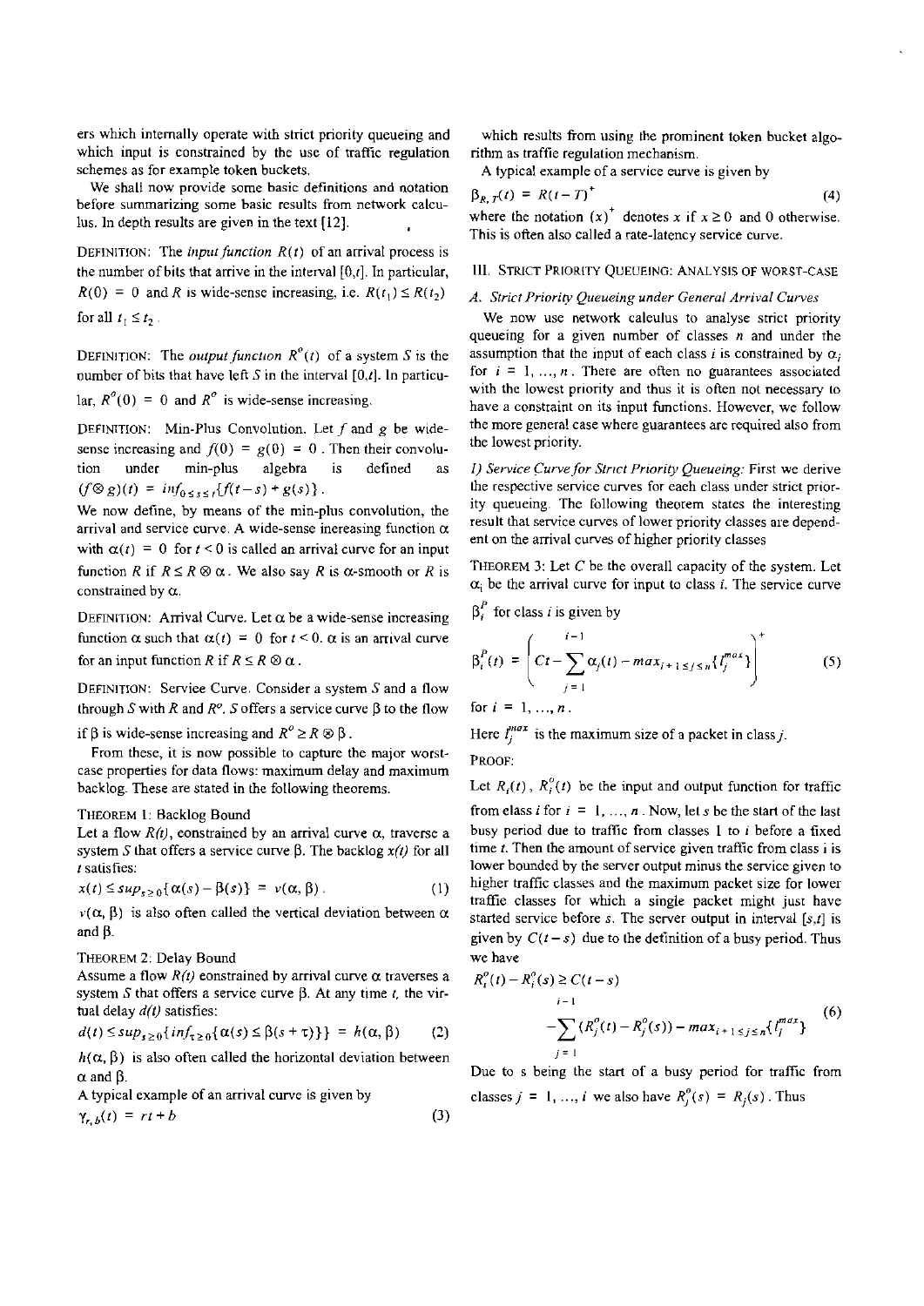ers which internally operate with strict priority queueing and which input is constrained by the use of traffic regulation schemes as for example token buckets.

We shall now provide some basic definitions and notation before summarizing some basic results from network calculus. In depth results are given in the text [12].

DEFINITION: The *input function* $R(t)$ of an arrival process is the number of bits that arrive in the interval $[0,t]$. In particular, $R(0) = 0$ and $R$ is wide-sense increasing, i.e. $R(t_1) \le R(t_2)$ for all $t_1 \le t_2$.

DEFINITION: The *output function* $R^o(t)$ of a system $S$ is the number of bits that have left $S$ in the interval $[0,t]$. In particular, $R^o(0) = 0$ and $R^o$ is wide-sense increasing.

DEFINITION: Min-Plus Convolution. Let $f$ and $g$ be wide-sense increasing and $f(0) = g(0) = 0$. Then their convolution under min-plus algebra is defined as $(f \otimes g)(t) = inf_{0 \le s \le t}\{f(t-s) + g(s)\}$.

We now define, by means of the min-plus convolution, the arrival and service curve. A wide-sense increasing function $\alpha$ with $\alpha(t) = 0$ for $t < 0$ is called an arrival curve for an input function $R$ if $R \le R \otimes \alpha$. We also say $R$ is $\alpha$-smooth or $R$ is constrained by $\alpha$.

DEFINITION: Arrival Curve. Let $\alpha$ be a wide-sense increasing function $\alpha$ such that $\alpha(t) = 0$ for $t < 0$. $\alpha$ is an arrival curve for an input function $R$ if $R \le R \otimes \alpha$.

DEFINITION: Service Curve. Consider a system $S$ and a flow through $S$ with $R$ and $R^o$. $S$ offers a service curve $\beta$ to the flow if $\beta$ is wide-sense increasing and $R^o \ge R \otimes \beta$.

From these, it is now possible to capture the major worst-case properties for data flows: maximum delay and maximum backlog. These are stated in the following theorems.

THEOREM 1: Backlog Bound

Let a flow $R(t)$, constrained by an arrival curve $\alpha$, traverse a system $S$ that offers a service curve $\beta$. The backlog $x(t)$ for all $t$ satisfies:

$$x(t) \le sup_{s \ge 0}\{\alpha(s) - \beta(s)\} = v(\alpha, \beta). \tag{1}$$

$v(\alpha, \beta)$ is also often called the vertical deviation between $\alpha$ and $\beta$.

THEOREM 2: Delay Bound

Assume a flow $R(t)$ constrained by arrival curve $\alpha$ traverses a system $S$ that offers a service curve $\beta$. At any time $t$, the virtual delay $d(t)$ satisfies:

$$d(t) \le sup_{s \ge 0}\{inf_{\tau \ge 0}\{\alpha(s) \le \beta(s+\tau)\}\} = h(\alpha, \beta) \tag{2}$$

$h(\alpha, \beta)$ is also often called the horizontal deviation between $\alpha$ and $\beta$.

A typical example of an arrival curve is given by

$$\gamma_{r,b}(t) = rt + b \tag{3}$$

which results from using the prominent token bucket algorithm as traffic regulation mechanism.

A typical example of a service curve is given by

$$\beta_{R,T}(t) = R(t-T)^+ \tag{4}$$

where the notation $(x)^+$ denotes $x$ if $x \ge 0$ and 0 otherwise. This is often also called a rate-latency service curve.

## III. STRICT PRIORITY QUEUEING: ANALYSIS OF WORST-CASE

### A. Strict Priority Queueing under General Arrival Curves

We now use network calculus to analyse strict priority queueing for a given number of classes $n$ and under the assumption that the input of each class $i$ is constrained by $\alpha_i$ for $i = 1, ..., n$. There are often no guarantees associated with the lowest priority and thus it is often not necessary to have a constraint on its input functions. However, we follow the more general case where guarantees are required also from the lowest priority.

*1) Service Curve for Strict Priority Queueing:* First we derive the respective service curves for each class under strict priority queueing. The following theorem states the interesting result that service curves of lower priority classes are dependent on the arrival curves of higher priority classes

THEOREM 3: Let $C$ be the overall capacity of the system. Let $\alpha_i$ be the arrival curve for input to class $i$. The service curve $\beta_i^P$ for class $i$ is given by

$$\beta_i^P(t) = \left(Ct - \sum_{j=1}^{i-1} \alpha_j(t) - max_{i+1 \le j \le n}\{l_j^{max}\}\right)^+ \tag{5}$$

for $i = 1, ..., n$.

Here $l_j^{max}$ is the maximum size of a packet in class $j$.

PROOF:

Let $R_i(t)$, $R_i^o(t)$ be the input and output function for traffic from class $i$ for $i = 1, ..., n$. Now, let $s$ be the start of the last busy period due to traffic from classes 1 to $i$ before a fixed time $t$. Then the amount of service given traffic from class i is lower bounded by the server output minus the service given to higher traffic classes and the maximum packet size for lower traffic classes for which a single packet might just have started service before $s$. The server output in interval $[s,t]$ is given by $C(t-s)$ due to the definition of a busy period. Thus we have

$$R_i^o(t) - R_i^o(s) \ge C(t-s) - \sum_{j=1}^{i-1} (R_j^o(t) - R_j^o(s)) - max_{i+1 \le j \le n}\{l_j^{max}\} \tag{6}$$

Due to s being the start of a busy period for traffic from classes $j = 1, ..., i$ we also have $R_j^o(s) = R_j(s)$. Thus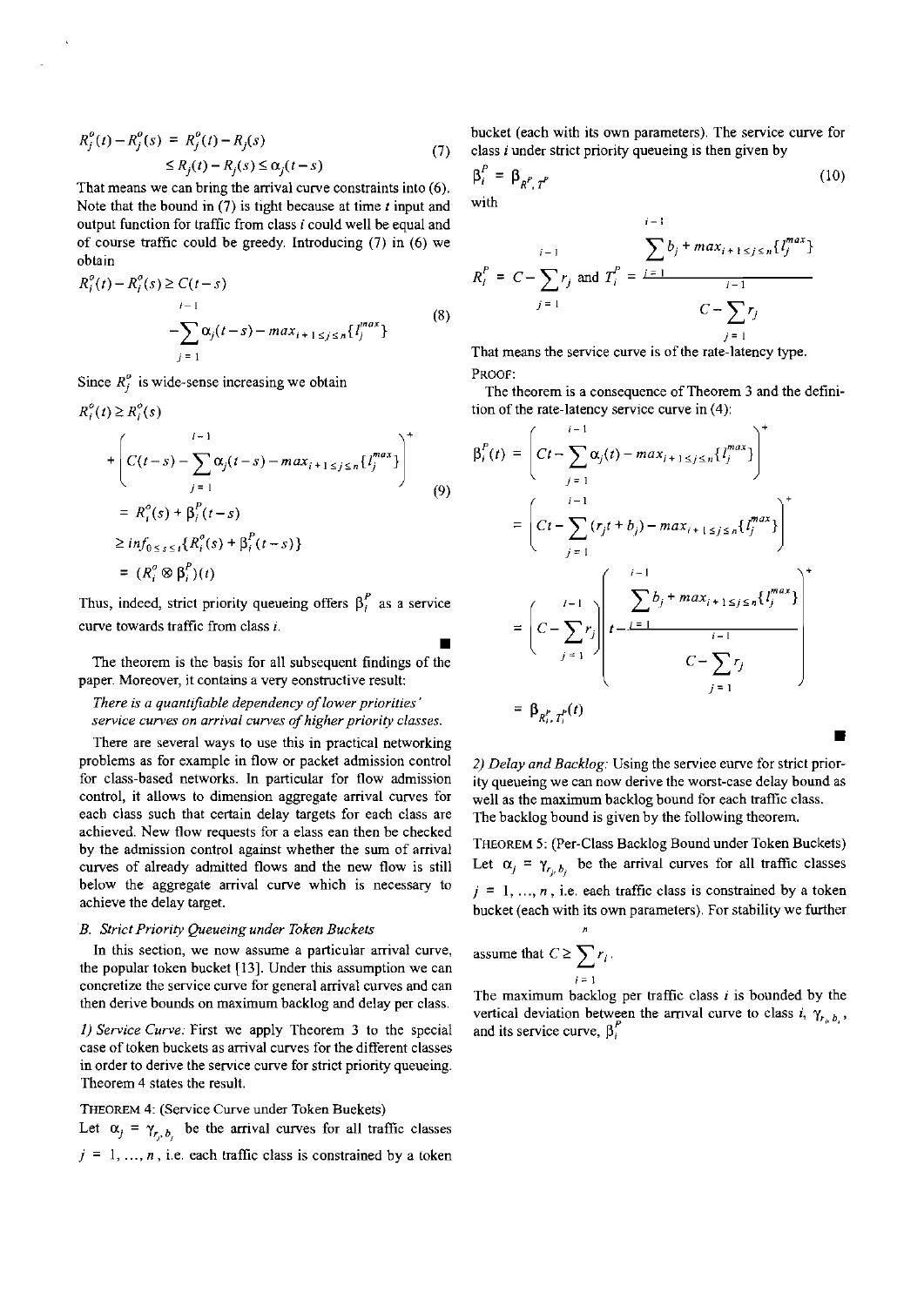$$R_j^o(t) - R_j^o(s) = R_j^o(t) - R_j(s) \leq R_j(t) - R_j(s) \leq \alpha_j(t-s) \tag{7}$$

That means we can bring the arrival curve constraints into (6). Note that the bound in (7) is tight because at time $t$ input and output function for traffic from class $i$ could well be equal and of course traffic could be greedy. Introducing (7) in (6) we obtain

$$R_i^o(t) - R_i^o(s) \geq C(t-s) - \sum_{j=1}^{i-1} \alpha_j(t-s) - max_{i+1 \leq j \leq n}\{l_j^{max}\} \tag{8}$$

Since $R_i^o$ is wide-sense increasing we obtain

$$\begin{aligned} R_i^o(t) &\geq R_i^o(s) + \left( C(t-s) - \sum_{j=1}^{i-1} \alpha_j(t-s) - max_{i+1 \leq j \leq n}\{l_j^{max}\} \right)^+ \\ &= R_i^o(s) + \beta_i^P(t-s) \\ &\geq inf_{0 \leq s \leq t}\{R_i^o(s) + \beta_i^P(t-s)\} \\ &= (R_i^o \otimes \beta_i^P)(t) \end{aligned} \tag{9}$$

Thus, indeed, strict priority queueing offers $\beta_i^P$ as a service curve towards traffic from class $i$. ∎

The theorem is the basis for all subsequent findings of the paper. Moreover, it contains a very constructive result:

*There is a quantifiable dependency of lower priorities' service curves on arrival curves of higher priority classes.*

There are several ways to use this in practical networking problems as for example in flow or packet admission control for class-based networks. In particular for flow admission control, it allows to dimension aggregate arrival curves for each class such that certain delay targets for each class are achieved. New flow requests for a class can then be checked by the admission control against whether the sum of arrival curves of already admitted flows and the new flow is still below the aggregate arrival curve which is necessary to achieve the delay target.

### B. Strict Priority Queueing under Token Buckets

In this section, we now assume a particular arrival curve, the popular token bucket [13]. Under this assumption we can concretize the service curve for general arrival curves and can then derive bounds on maximum backlog and delay per class.

*1) Service Curve:* First we apply Theorem 3 to the special case of token buckets as arrival curves for the different classes in order to derive the service curve for strict priority queueing. Theorem 4 states the result.

THEOREM 4: (Service Curve under Token Buckets)
Let $\alpha_j = \gamma_{r_j, b_j}$ be the arrival curves for all traffic classes $j = 1, \ldots, n$, i.e. each traffic class is constrained by a token bucket (each with its own parameters). The service curve for class $i$ under strict priority queueing is then given by

$$\beta_i^P = \beta_{R_i^P, T_i^P} \tag{10}$$

with

$$R_i^P = C - \sum_{j=1}^{i-1} r_j \text{ and } T_i^P = \frac{\sum_{j=1}^{i-1} b_j + max_{i+1 \leq j \leq n}\{l_j^{max}\}}{C - \sum_{j=1}^{i-1} r_j}$$

That means the service curve is of the rate-latency type.

PROOF:
The theorem is a consequence of Theorem 3 and the definition of the rate-latency service curve in (4):

$$\begin{aligned} \beta_i^P(t) &= \left( Ct - \sum_{j=1}^{i-1} \alpha_j(t) - max_{i+1 \leq j \leq n}\{l_j^{max}\} \right)^+ \\ &= \left( Ct - \sum_{j=1}^{i-1} (r_j t + b_j) - max_{i+1 \leq j \leq n}\{l_j^{max}\} \right)^+ \\ &= \left( C - \sum_{j=1}^{i-1} r_j \right) \left( t - \frac{\sum_{j=1}^{i-1} b_j + max_{i+1 \leq j \leq n}\{l_j^{max}\}}{C - \sum_{j=1}^{i-1} r_j} \right)^+ \\ &= \beta_{R_i^P, T_i^P}(t) \end{aligned}$$

∎

*2) Delay and Backlog:* Using the service curve for strict priority queueing we can now derive the worst-case delay bound as well as the maximum backlog bound for each traffic class. The backlog bound is given by the following theorem.

THEOREM 5: (Per-Class Backlog Bound under Token Buckets)
Let $\alpha_j = \gamma_{r_j, b_j}$ be the arrival curves for all traffic classes $j = 1, \ldots, n$, i.e. each traffic class is constrained by a token bucket (each with its own parameters). For stability we further assume that $C \geq \sum_{i=1}^{n} r_i$.

The maximum backlog per traffic class $i$ is bounded by the vertical deviation between the arrival curve to class $i$, $\gamma_{r_i, b_i}$, and its service curve, $\beta_i^P$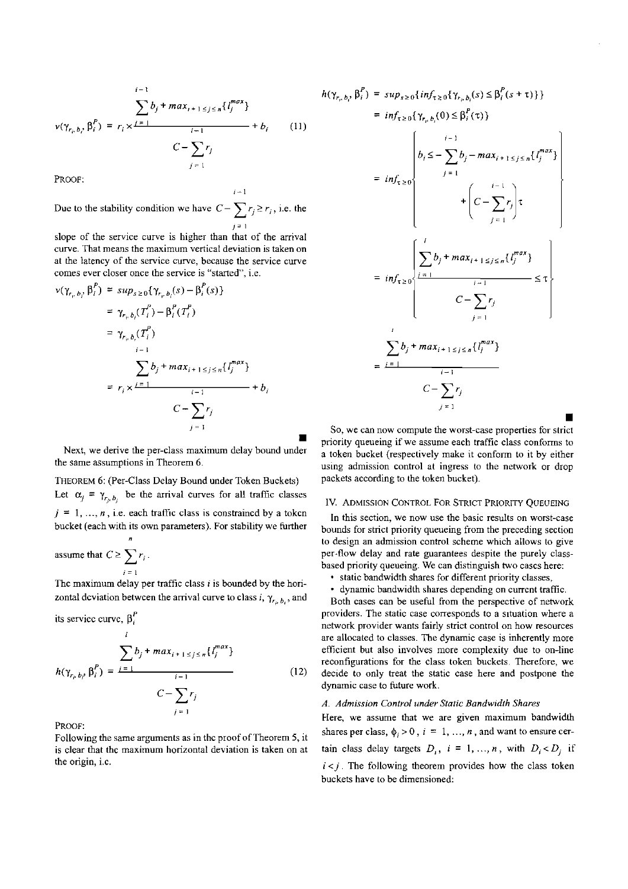$$v(\gamma_{r_i, b_i}, \beta_i^P) = r_i \times \frac{\sum_{j=1}^{i-1} b_j + max_{i+1 \le j \le n}\{l_j^{max}\}}{C - \sum_{j=1}^{i-1} r_j} + b_i \qquad (11)$$

PROOF:

Due to the stability condition we have $C - \sum_{j=1}^{i-1} r_j \ge r_i$, i.e. the slope of the service curve is higher than that of the arrival curve. That means the maximum vertical deviation is taken on at the latency of the service curve, because the service curve comes ever closer once the service is "started", i.e.

$$\begin{aligned}
v(\gamma_{r_i, b_i}, \beta_i^P) &= sup_{s \ge 0}\{\gamma_{r_i, b_i}(s) - \beta_i^P(s)\} \\
&= \gamma_{r_i, b_i}(T_i^P) - \beta_i^P(T_i^P) \\
&= \gamma_{r_i, b_i}(T_i^P) \\
&= r_i \times \frac{\sum_{j=1}^{i-1} b_j + max_{i+1 \le j \le n}\{l_j^{max}\}}{C - \sum_{j=1}^{i-1} r_j} + b_i
\end{aligned}$$

■

Next, we derive the per-class maximum delay bound under the same assumptions in Theorem 6.

THEOREM 6: (Per-Class Delay Bound under Token Buckets)
Let $\alpha_j = \gamma_{r_j, b_j}$ be the arrival curves for all traffic classes $j = 1, \ldots, n$, i.e. each traffic class is constrained by a token bucket (each with its own parameters). For stability we further assume that $C \ge \sum_{i=1}^{n} r_i$.

The maximum delay per traffic class $i$ is bounded by the horizontal deviation between the arrival curve to class $i$, $\gamma_{r_i, b_i}$, and its service curve, $\beta_i^P$

$$h(\gamma_{r_i, b_i}, \beta_i^P) = \frac{\sum_{j=1}^{i} b_j + max_{i+1 \le j \le n}\{l_j^{max}\}}{C - \sum_{j=1}^{i-1} r_j} \qquad (12)$$

PROOF:

Following the same arguments as in the proof of Theorem 5, it is clear that the maximum horizontal deviation is taken on at the origin, i.e.

$$\begin{aligned}
h(\gamma_{r_i, b_i}, \beta_i^P) &= sup_{s \ge 0}\{inf_{\tau \ge 0}\{\gamma_{r_i, b_i}(s) \le \beta_i^P(s + \tau)\}\} \\
&= inf_{\tau \ge 0}\{\gamma_{r_i, b_i}(0) \le \beta_i^P(\tau)\} \\
&= inf_{\tau \ge 0}\left\{ b_i \le -\sum_{j=1}^{i-1} b_j - max_{i+1 \le j \le n}\{l_j^{max}\} + \left(C - \sum_{j=1}^{i-1} r_j\right)\tau \right\} \\
&= inf_{\tau \ge 0}\left\{ \frac{\sum_{j=1}^{i} b_j + max_{i+1 \le j \le n}\{l_j^{max}\}}{C - \sum_{j=1}^{i-1} r_j} \le \tau \right\} \\
&= \frac{\sum_{j=1}^{i} b_j + max_{i+1 \le j \le n}\{l_j^{max}\}}{C - \sum_{j=1}^{i-1} r_j}
\end{aligned}$$

■

So, we can now compute the worst-case properties for strict priority queueing if we assume each traffic class conforms to a token bucket (respectively make it conform to it by either using admission control at ingress to the network or drop packets according to the token bucket).

## IV. ADMISSION CONTROL FOR STRICT PRIORITY QUEUEING

In this section, we now use the basic results on worst-case bounds for strict priority queueing from the preceding section to design an admission control scheme which allows to give per-flow delay and rate guarantees despite the purely class-based priority queueing. We can distinguish two cases here:

- static bandwidth shares for different priority classes,
- dynamic bandwidth shares depending on current traffic.

Both cases can be useful from the perspective of network providers. The static case corresponds to a situation where a network provider wants fairly strict control on how resources are allocated to classes. The dynamic case is inherently more efficient but also involves more complexity due to on-line reconfigurations for the class token buckets. Therefore, we decide to only treat the static case here and postpone the dynamic case to future work.

### A. Admission Control under Static Bandwidth Shares

Here, we assume that we are given maximum bandwidth shares per class, $\phi_i > 0$, $i = 1, \ldots, n$, and want to ensure certain class delay targets $D_i$, $i = 1, \ldots, n$, with $D_i < D_j$ if $i < j$. The following theorem provides how the class token buckets have to be dimensioned: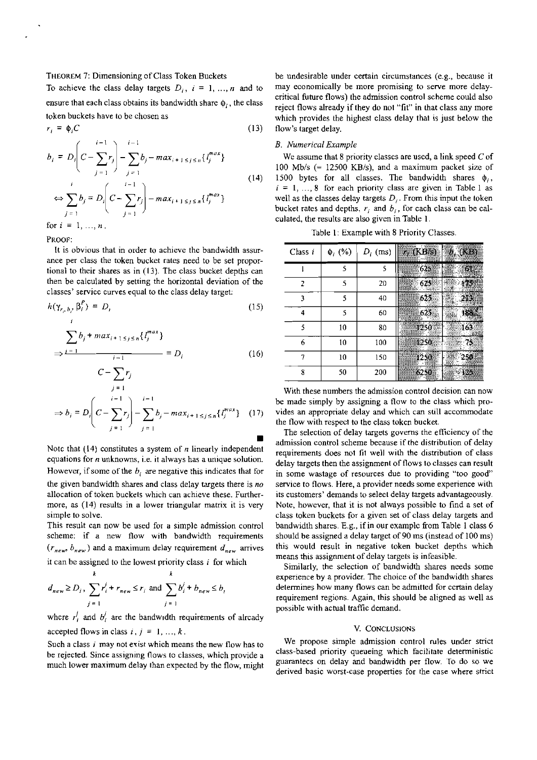THEOREM 7: Dimensioning of Class Token Buckets

To achieve the class delay targets $D_i$, $i = 1, ..., n$ and to ensure that each class obtains its bandwidth share $\phi_i$, the class token buckets have to be chosen as

$$r_i = \phi_i C \tag{13}$$

$$b_i = D_i\left(C - \sum_{j=1}^{i-1} r_j\right) - \sum_{j=1}^{i-1} b_j - max_{i+1 \le j \le n}\{l_j^{max}\}$$
$$\Leftrightarrow \sum_{j=1}^{i} b_j = D_i\left(C - \sum_{j=1}^{i-1} r_j\right) - max_{i+1 \le j \le n}\{l_j^{max}\} \tag{14}$$

for $i = 1, ..., n$.

PROOF:

It is obvious that in order to achieve the bandwidth assurance per class the token bucket rates need to be set proportional to their shares as in (13). The class bucket depths can then be calculated by setting the horizontal deviation of the classes' service curves equal to the class delay target:

$$h(\gamma_{r_i, b_i}, \beta_i^P) = D_i \tag{15}$$

$$\Rightarrow \frac{\sum_{j=1}^{i} b_j + max_{i+1 \le j \le n}\{l_j^{max}\}}{C - \sum_{j=1}^{i-1} r_j} = D_i \tag{16}$$

$$\Rightarrow b_i = D_i\left(C - \sum_{j=1}^{i-1} r_j\right) - \sum_{j=1}^{i-1} b_j - max_{i+1 \le j \le n}\{l_j^{max}\} \tag{17}$$

■

Note that (14) constitutes a system of $n$ linearly independent equations for $n$ unknowns, i.e. it always has a unique solution. However, if some of the $b_i$ are negative this indicates that for the given bandwidth shares and class delay targets there is *no* allocation of token buckets which can achieve these. Furthermore, as (14) results in a lower triangular matrix it is very simple to solve.

This result can now be used for a simple admission control scheme: if a new flow with bandwidth requirements $(r_{new}, b_{new})$ and a maximum delay requirement $d_{new}$ arrives it can be assigned to the lowest priority class $i$ for which

$$d_{new} \ge D_i,\ \sum_{j=1}^{k} r_i^j + r_{new} \le r_i \text{ and } \sum_{j=1}^{k} b_i^j + b_{new} \le b_i$$

where $r_i^j$ and $b_i^j$ are the bandwidth requirements of already accepted flows in class $i$, $j = 1, ..., k$.

Such a class $i$ may not exist which means the new flow has to be rejected. Since assigning flows to classes, which provide a much lower maximum delay than expected by the flow, might be undesirable under certain circumstances (e.g., because it may economically be more promising to serve more delay-critical future flows) the admission control scheme could also reject flows already if they do not "fit" in that class any more which provides the highest class delay that is just below the flow's target delay.

### B. Numerical Example

We assume that 8 priority classes are used, a link speed $C$ of 100 Mb/s (= 12500 KB/s), and a maximum packet size of 1500 bytes for all classes. The bandwidth shares $\phi_i$, $i = 1, ..., 8$ for each priority class are given in Table 1 as well as the classes delay targets $D_i$. From this input the token bucket rates and depths, $r_i$ and $b_i$, for each class can be calculated, the results are also given in Table 1.

Table 1: Example with 8 Priority Classes.

| Class $i$ | $\phi_i$ (%) | $D_i$ (ms) | $r_i$ (KB/s) | $b_i$ (KB) |
|---|---|---|---|---|
| 1 | 5 | 5 | 625 | 61 |
| 2 | 5 | 20 | 625 | 175 |
| 3 | 5 | 40 | 625 | 213 |
| 4 | 5 | 60 | 625 | 188 |
| 5 | 10 | 80 | 1250 | 163 |
| 6 | 10 | 100 | 1250 | 75 |
| 7 | 10 | 150 | 1250 | 250 |
| 8 | 50 | 200 | 6250 | 125 |

With these numbers the admission control decision can now be made simply by assigning a flow to the class which provides an appropriate delay and which can still accommodate the flow with respect to the class token bucket.

The selection of delay targets governs the efficiency of the admission control scheme because if the distribution of delay requirements does not fit well with the distribution of class delay targets then the assignment of flows to classes can result in some wastage of resources due to providing "too good" service to flows. Here, a provider needs some experience with its customers' demands to select delay targets advantageously. Note, however, that it is not always possible to find a set of class token buckets for a given set of class delay targets and bandwidth shares. E.g., if in our example from Table 1 class 6 should be assigned a delay target of 90 ms (instead of 100 ms) this would result in negative token bucket depths which means this assignment of delay targets is infeasible.

Similarly, the selection of bandwidth shares needs some experience by a provider. The choice of the bandwidth shares determines how many flows can be admitted for certain delay requirement regions. Again, this should be aligned as well as possible with actual traffic demand.

## V. CONCLUSIONS

We propose simple admission control rules under strict class-based priority queueing which facilitate deterministic guarantees on delay and bandwidth per flow. To do so we derived basic worst-case properties for the case where strict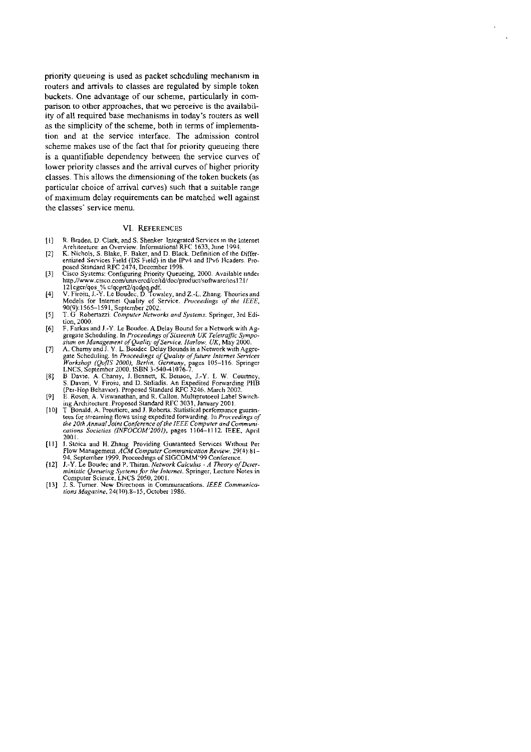priority queueing is used as packet scheduling mechanism in routers and arrivals to classes are regulated by simple token buckets. One advantage of our scheme, particularly in comparison to other approaches, that we perceive is the availability of all required base mechanisms in today's routers as well as the simplicity of the scheme, both in terms of implementation and at the service interface. The admission control scheme makes use of the fact that for priority queueing there is a quantifiable dependency between the service curves of lower priority classes and the arrival curves of higher priority classes. This allows the dimensioning of the token buckets (as particular choice of arrival curves) such that a suitable range of maximum delay requirements can be matched well against the classes' service menu.

## VI. REFERENCES

[1] R. Braden, D. Clark, and S. Shenker. Integrated Services in the Internet Architecture: an Overview. Informational RFC 1633, June 1994.

[2] K. Nichols, S. Blake, F. Baker, and D. Black. Definition of the Differentiated Services Field (DS Field) in the IPv4 and IPv6 Headers. Proposed Standard RFC 2474, December 1998.

[3] Cisco Systems: Configuring Priority Queueing, 2000. Available under http://www.cisco.com/univercd/cc/td/doc/product/software/ios121/121cgcr/qos_%c/qcprt2/qcdpq.pdf.

[4] V. Firoiu, J.-Y. Le Boudec, D. Towsley, and Z.-L. Zhang. Theories and Models for Internet Quality of Service. *Proceedings of the IEEE*, 90(9):1565–1591, September 2002.

[5] T. G. Robertazzi. *Computer Networks and Systems*. Springer, 3rd Edition, 2000.

[6] F. Farkas and J.-Y. Le Boudec. A Delay Bound for a Network with Aggregate Scheduling. In *Proceedings of Sixteenth UK Teletraffic Symposium on Management of Quality of Service, Harlow, UK*, May 2000.

[7] A. Charny and J. Y. L. Boudec. Delay Bounds in a Network with Aggregate Scheduling. In *Proceedings of Quality of future Internet Services Workshop (QofIS 2000), Berlin, Germany*, pages 105–116. Springer LNCS, September 2000. ISBN 3-540-41076-7.

[8] B. Davie, A. Charny, J. Bennett, K. Benson, J.-Y. L. W. Courtney, S. Davari, V. Firoiu, and D. Stiliadis. An Expedited Forwarding PHB (Per-Hop Behavior). Proposed Standard RFC 3246, March 2002.

[9] E. Rosen, A. Viswanathan, and R. Callon. Multiprotocol Label Switching Architecture. Proposed Standard RFC 3031, January 2001.

[10] T. Bonald, A. Proutiere, and J. Roberts. Statistical performance guarantees for streaming flows using expedited forwarding. In *Proceedings of the 20th Annual Joint Conference of the IEEE Computer and Communications Societies (INFOCOM'2001)*, pages 1104–1112. IEEE, April 2001.

[11] I. Stoica and H. Zhang. Providing Guaranteed Services Without Per Flow Management. *ACM Computer Communication Review*, 29(4):81–94, September 1999. Proceedings of SIGCOMM'99 Conference.

[12] J.-Y. Le Boudec and P. Thiran. *Network Calculus - A Theory of Deterministic Queueing Systems for the Internet*. Springer, Lecture Notes in Computer Science, LNCS 2050, 2001.

[13] J. S. Turner. New Directions in Communications. *IEEE Communications Magazine*, 24(10):8–15, October 1986.